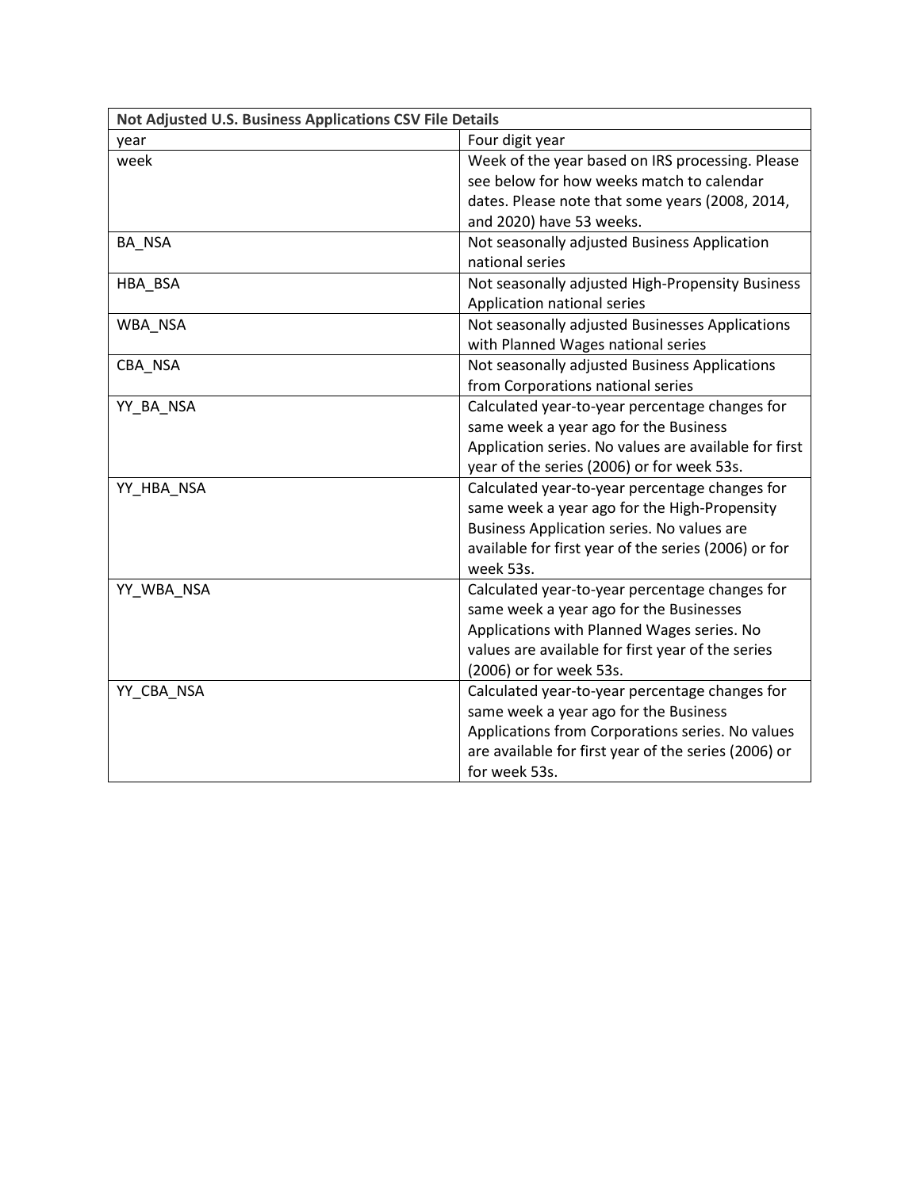| Not Adjusted U.S. Business Applications CSV File Details | |
|---|---|
| year | Four digit year |
| week | Week of the year based on IRS processing. Please see below for how weeks match to calendar dates. Please note that some years (2008, 2014, and 2020) have 53 weeks. |
| BA_NSA | Not seasonally adjusted Business Application national series |
| HBA_BSA | Not seasonally adjusted High-Propensity Business Application national series |
| WBA_NSA | Not seasonally adjusted Businesses Applications with Planned Wages national series |
| CBA_NSA | Not seasonally adjusted Business Applications from Corporations national series |
| YY_BA_NSA | Calculated year-to-year percentage changes for same week a year ago for the Business Application series. No values are available for first year of the series (2006) or for week 53s. |
| YY_HBA_NSA | Calculated year-to-year percentage changes for same week a year ago for the High-Propensity Business Application series. No values are available for first year of the series (2006) or for week 53s. |
| YY_WBA_NSA | Calculated year-to-year percentage changes for same week a year ago for the Businesses Applications with Planned Wages series. No values are available for first year of the series (2006) or for week 53s. |
| YY_CBA_NSA | Calculated year-to-year percentage changes for same week a year ago for the Business Applications from Corporations series. No values are available for first year of the series (2006) or for week 53s. |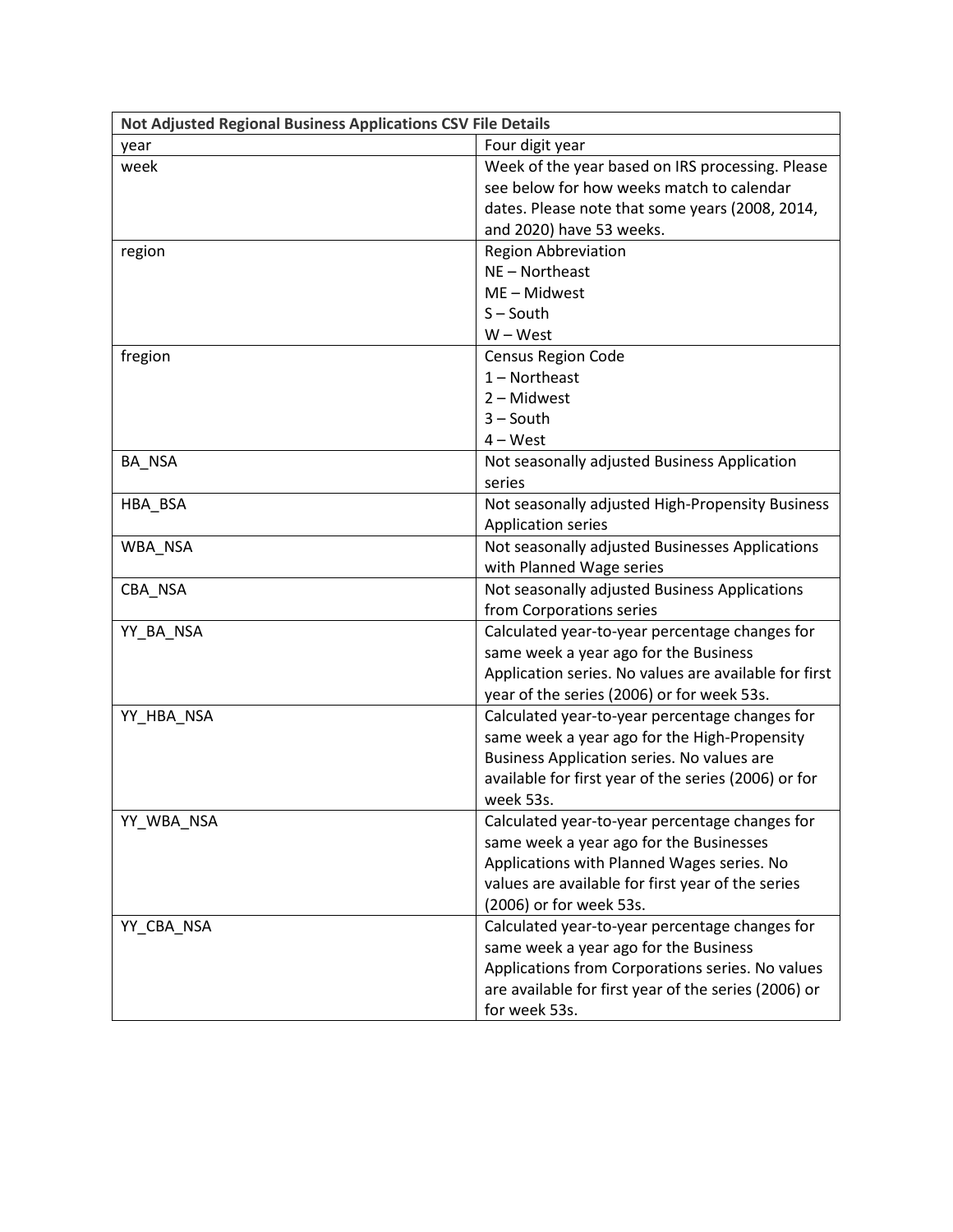| Not Adjusted Regional Business Applications CSV File Details | |
|---|---|
| year | Four digit year |
| week | Week of the year based on IRS processing. Please see below for how weeks match to calendar dates. Please note that some years (2008, 2014, and 2020) have 53 weeks. |
| region | Region Abbreviation<br>NE – Northeast<br>ME – Midwest<br>S – South<br>W – West |
| fregion | Census Region Code<br>1 – Northeast<br>2 – Midwest<br>3 – South<br>4 – West |
| BA_NSA | Not seasonally adjusted Business Application series |
| HBA_BSA | Not seasonally adjusted High-Propensity Business Application series |
| WBA_NSA | Not seasonally adjusted Businesses Applications with Planned Wage series |
| CBA_NSA | Not seasonally adjusted Business Applications from Corporations series |
| YY_BA_NSA | Calculated year-to-year percentage changes for same week a year ago for the Business Application series. No values are available for first year of the series (2006) or for week 53s. |
| YY_HBA_NSA | Calculated year-to-year percentage changes for same week a year ago for the High-Propensity Business Application series. No values are available for first year of the series (2006) or for week 53s. |
| YY_WBA_NSA | Calculated year-to-year percentage changes for same week a year ago for the Businesses Applications with Planned Wages series. No values are available for first year of the series (2006) or for week 53s. |
| YY_CBA_NSA | Calculated year-to-year percentage changes for same week a year ago for the Business Applications from Corporations series. No values are available for first year of the series (2006) or for week 53s. |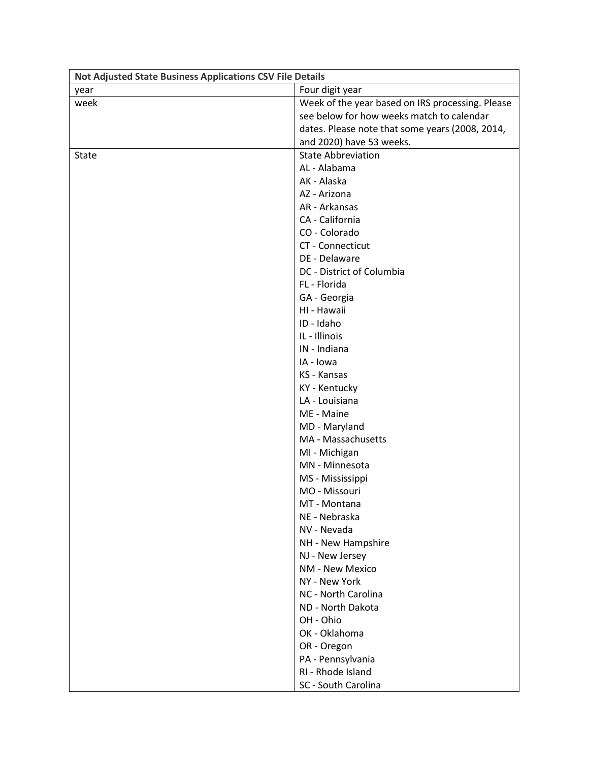| Not Adjusted State Business Applications CSV File Details | |
|---|---|
| year | Four digit year |
| week | Week of the year based on IRS processing. Please see below for how weeks match to calendar dates. Please note that some years (2008, 2014, and 2020) have 53 weeks. |
| State | State Abbreviation<br>AL - Alabama<br>AK - Alaska<br>AZ - Arizona<br>AR - Arkansas<br>CA - California<br>CO - Colorado<br>CT - Connecticut<br>DE - Delaware<br>DC - District of Columbia<br>FL - Florida<br>GA - Georgia<br>HI - Hawaii<br>ID - Idaho<br>IL - Illinois<br>IN - Indiana<br>IA - Iowa<br>KS - Kansas<br>KY - Kentucky<br>LA - Louisiana<br>ME - Maine<br>MD - Maryland<br>MA - Massachusetts<br>MI - Michigan<br>MN - Minnesota<br>MS - Mississippi<br>MO - Missouri<br>MT - Montana<br>NE - Nebraska<br>NV - Nevada<br>NH - New Hampshire<br>NJ - New Jersey<br>NM - New Mexico<br>NY - New York<br>NC - North Carolina<br>ND - North Dakota<br>OH - Ohio<br>OK - Oklahoma<br>OR - Oregon<br>PA - Pennsylvania<br>RI - Rhode Island<br>SC - South Carolina |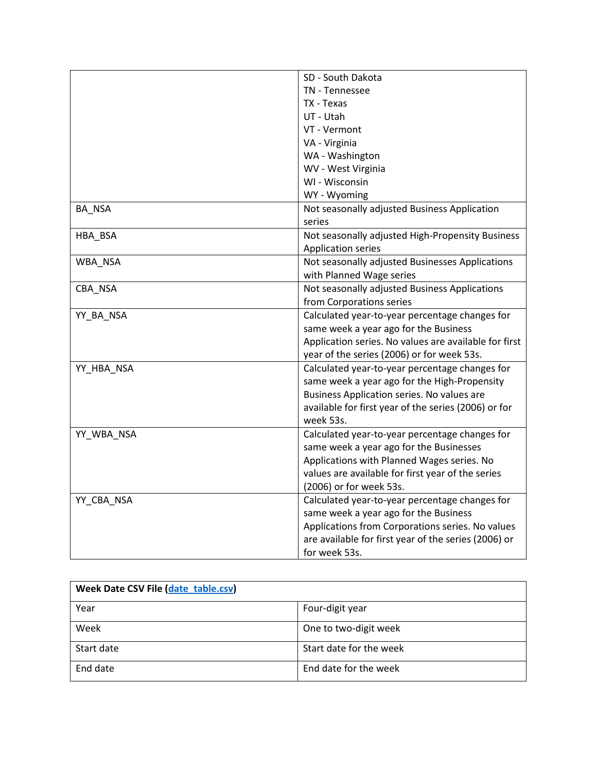| | |
|---|---|
| | SD - South Dakota<br>TN - Tennessee<br>TX - Texas<br>UT - Utah<br>VT - Vermont<br>VA - Virginia<br>WA - Washington<br>WV - West Virginia<br>WI - Wisconsin<br>WY - Wyoming |
| BA_NSA | Not seasonally adjusted Business Application series |
| HBA_BSA | Not seasonally adjusted High-Propensity Business Application series |
| WBA_NSA | Not seasonally adjusted Businesses Applications with Planned Wage series |
| CBA_NSA | Not seasonally adjusted Business Applications from Corporations series |
| YY_BA_NSA | Calculated year-to-year percentage changes for same week a year ago for the Business Application series. No values are available for first year of the series (2006) or for week 53s. |
| YY_HBA_NSA | Calculated year-to-year percentage changes for same week a year ago for the High-Propensity Business Application series. No values are available for first year of the series (2006) or for week 53s. |
| YY_WBA_NSA | Calculated year-to-year percentage changes for same week a year ago for the Businesses Applications with Planned Wages series. No values are available for first year of the series (2006) or for week 53s. |
| YY_CBA_NSA | Calculated year-to-year percentage changes for same week a year ago for the Business Applications from Corporations series. No values are available for first year of the series (2006) or for week 53s. |

| **Week Date CSV File (date_table.csv)** | |
|---|---|
| Year | Four-digit year |
| Week | One to two-digit week |
| Start date | Start date for the week |
| End date | End date for the week |